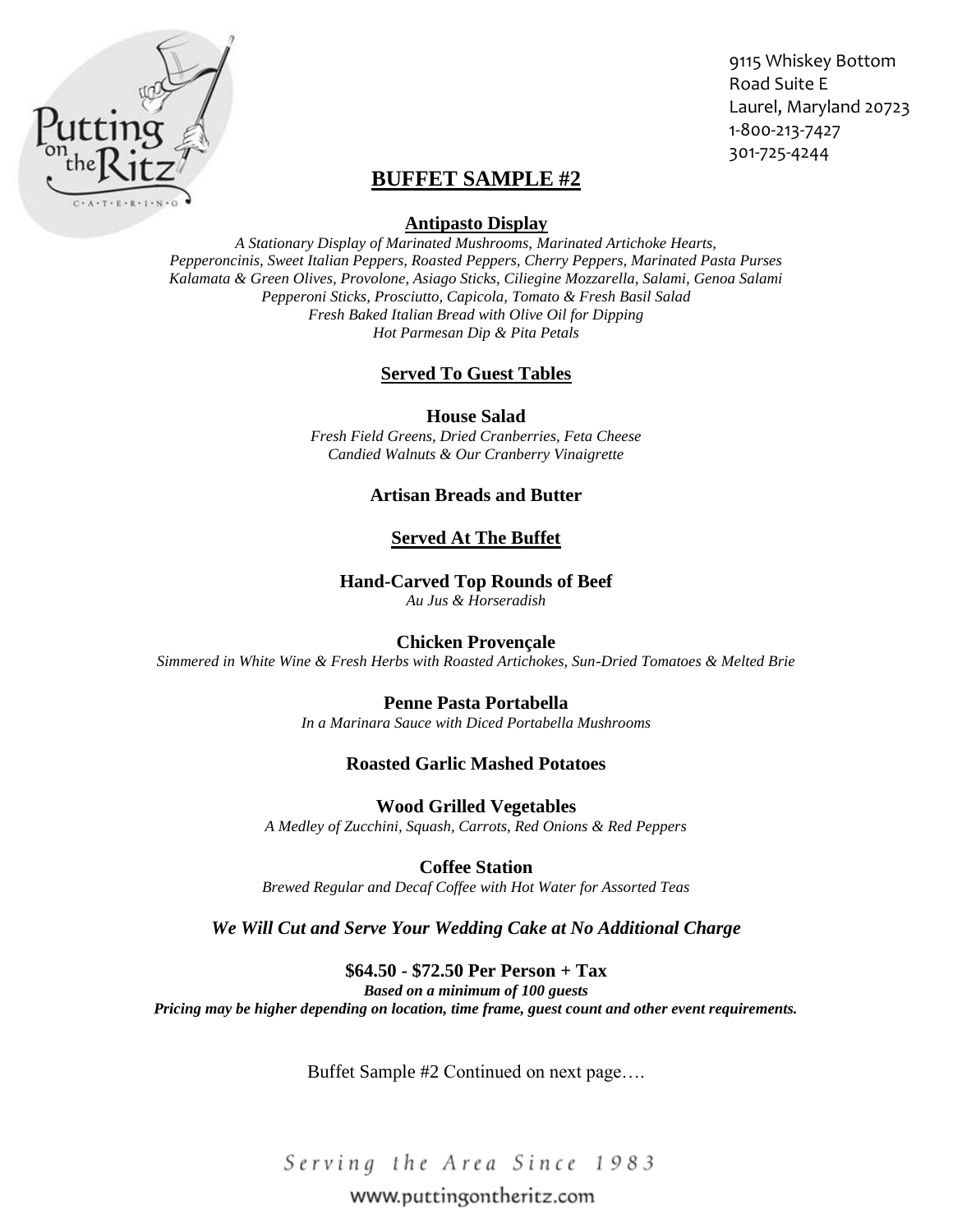9115 Whiskey Bottom
Road Suite E
Laurel, Maryland 20723
1-800-213-7427
301-725-4244

# BUFFET SAMPLE #2

## Antipasto Display

*A Stationary Display of Marinated Mushrooms, Marinated Artichoke Hearts,*
*Pepperoncinis, Sweet Italian Peppers, Roasted Peppers, Cherry Peppers, Marinated Pasta Purses*
*Kalamata & Green Olives, Provolone, Asiago Sticks, Ciliegine Mozzarella, Salami, Genoa Salami*
*Pepperoni Sticks, Prosciutto, Capicola, Tomato & Fresh Basil Salad*
*Fresh Baked Italian Bread with Olive Oil for Dipping*
*Hot Parmesan Dip & Pita Petals*

## Served To Guest Tables

**House Salad**
*Fresh Field Greens, Dried Cranberries, Feta Cheese*
*Candied Walnuts & Our Cranberry Vinaigrette*

**Artisan Breads and Butter**

## Served At The Buffet

**Hand-Carved Top Rounds of Beef**
*Au Jus & Horseradish*

**Chicken Provençale**
*Simmered in White Wine & Fresh Herbs with Roasted Artichokes, Sun-Dried Tomatoes & Melted Brie*

**Penne Pasta Portabella**
*In a Marinara Sauce with Diced Portabella Mushrooms*

**Roasted Garlic Mashed Potatoes**

**Wood Grilled Vegetables**
*A Medley of Zucchini, Squash, Carrots, Red Onions & Red Peppers*

**Coffee Station**
*Brewed Regular and Decaf Coffee with Hot Water for Assorted Teas*

***We Will Cut and Serve Your Wedding Cake at No Additional Charge***

**$64.50 - $72.50 Per Person + Tax**
***Based on a minimum of 100 guests***
***Pricing may be higher depending on location, time frame, guest count and other event requirements.***

Buffet Sample #2 Continued on next page….

*Serving the Area Since 1983*
www.puttingontheritz.com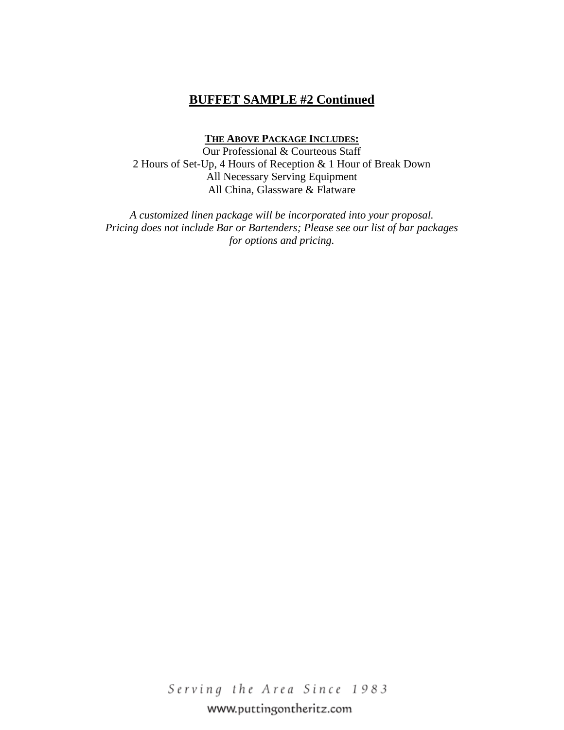# BUFFET SAMPLE #2 Continued

**THE ABOVE PACKAGE INCLUDES:**

Our Professional & Courteous Staff
2 Hours of Set-Up, 4 Hours of Reception & 1 Hour of Break Down
All Necessary Serving Equipment
All China, Glassware & Flatware

*A customized linen package will be incorporated into your proposal.*
*Pricing does not include Bar or Bartenders; Please see our list of bar packages for options and pricing.*

Serving the Area Since 1983
www.puttingontheritz.com